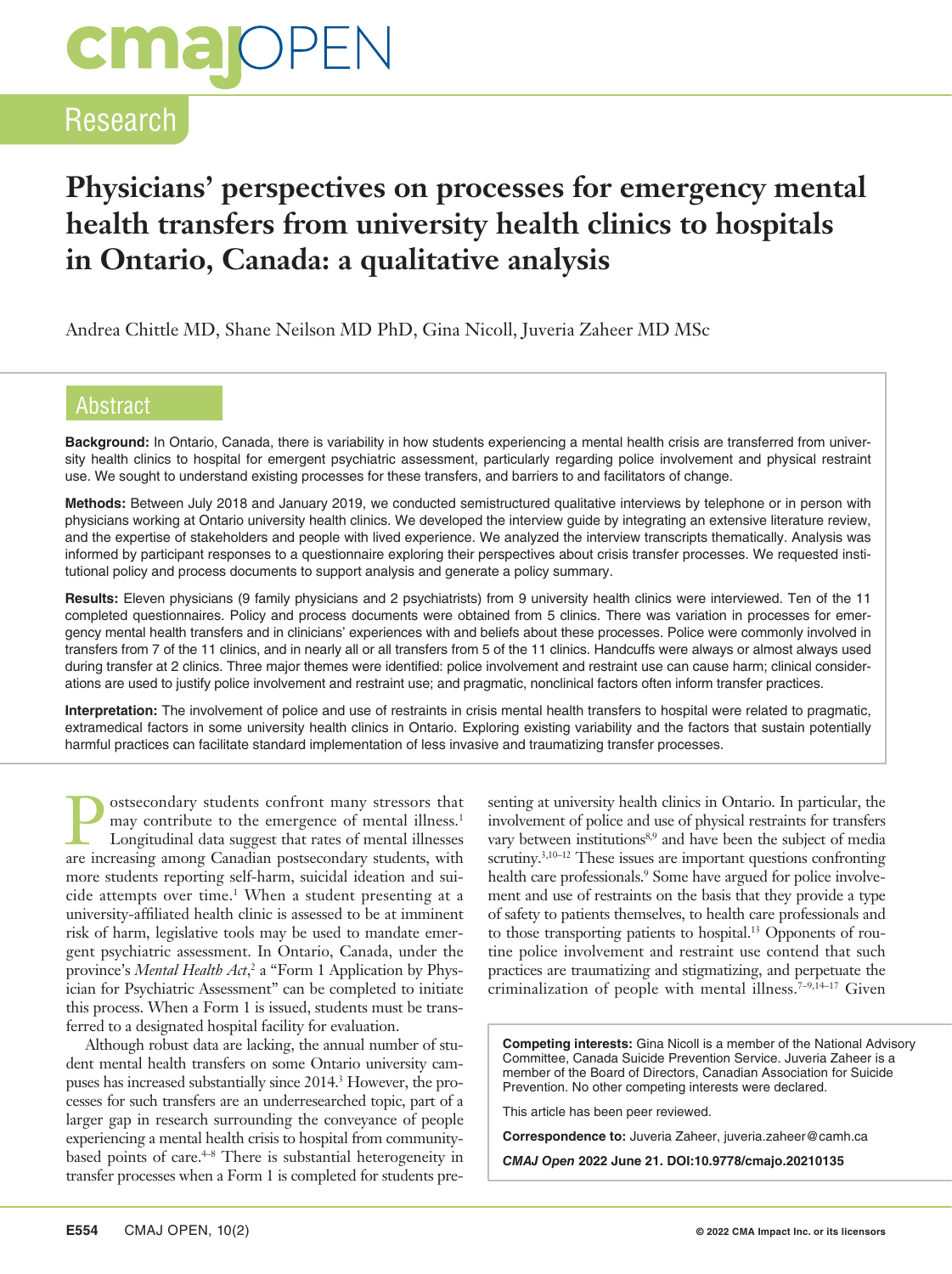# Physicians' perspectives on processes for emergency mental health transfers from university health clinics to hospitals in Ontario, Canada: a qualitative analysis

Andrea Chittle MD, Shane Neilson MD PhD, Gina Nicoll, Juveria Zaheer MD MSc

## Abstract

**Background:** In Ontario, Canada, there is variability in how students experiencing a mental health crisis are transferred from university health clinics to hospital for emergent psychiatric assessment, particularly regarding police involvement and physical restraint use. We sought to understand existing processes for these transfers, and barriers to and facilitators of change.

**Methods:** Between July 2018 and January 2019, we conducted semistructured qualitative interviews by telephone or in person with physicians working at Ontario university health clinics. We developed the interview guide by integrating an extensive literature review, and the expertise of stakeholders and people with lived experience. We analyzed the interview transcripts thematically. Analysis was informed by participant responses to a questionnaire exploring their perspectives about crisis transfer processes. We requested institutional policy and process documents to support analysis and generate a policy summary.

**Results:** Eleven physicians (9 family physicians and 2 psychiatrists) from 9 university health clinics were interviewed. Ten of the 11 completed questionnaires. Policy and process documents were obtained from 5 clinics. There was variation in processes for emergency mental health transfers and in clinicians' experiences with and beliefs about these processes. Police were commonly involved in transfers from 7 of the 11 clinics, and in nearly all or all transfers from 5 of the 11 clinics. Handcuffs were always or almost always used during transfer at 2 clinics. Three major themes were identified: police involvement and restraint use can cause harm; clinical considerations are used to justify police involvement and restraint use; and pragmatic, nonclinical factors often inform transfer practices.

**Interpretation:** The involvement of police and use of restraints in crisis mental health transfers to hospital were related to pragmatic, extramedical factors in some university health clinics in Ontario. Exploring existing variability and the factors that sustain potentially harmful practices can facilitate standard implementation of less invasive and traumatizing transfer processes.

Postsecondary students confront many stressors that may contribute to the emergence of mental illness.[1] Longitudinal data suggest that rates of mental illnesses are increasing among Canadian postsecondary students, with more students reporting self-harm, suicidal ideation and suicide attempts over time.[1] When a student presenting at a university-affiliated health clinic is assessed to be at imminent risk of harm, legislative tools may be used to mandate emergent psychiatric assessment. In Ontario, Canada, under the province's *Mental Health Act*,[2] a "Form 1 Application by Physician for Psychiatric Assessment" can be completed to initiate this process. When a Form 1 is issued, students must be transferred to a designated hospital facility for evaluation.

Although robust data are lacking, the annual number of student mental health transfers on some Ontario university campuses has increased substantially since 2014.[3] However, the processes for such transfers are an underresearched topic, part of a larger gap in research surrounding the conveyance of people experiencing a mental health crisis to hospital from community-based points of care.[4–8] There is substantial heterogeneity in transfer processes when a Form 1 is completed for students presenting at university health clinics in Ontario. In particular, the involvement of police and use of physical restraints for transfers vary between institutions[8,9] and have been the subject of media scrutiny.[3,10–12] These issues are important questions confronting health care professionals.[9] Some have argued for police involvement and use of restraints on the basis that they provide a type of safety to patients themselves, to health care professionals and to those transporting patients to hospital.[13] Opponents of routine police involvement and restraint use contend that such practices are traumatizing and stigmatizing, and perpetuate the criminalization of people with mental illness.[7–9,14–17] Given

**Competing interests:** Gina Nicoll is a member of the National Advisory Committee, Canada Suicide Prevention Service. Juveria Zaheer is a member of the Board of Directors, Canadian Association for Suicide Prevention. No other competing interests were declared.

This article has been peer reviewed.

**Correspondence to:** Juveria Zaheer, juveria.zaheer@camh.ca

***CMAJ Open* 2022 June 21. DOI:10.9778/cmajo.20210135**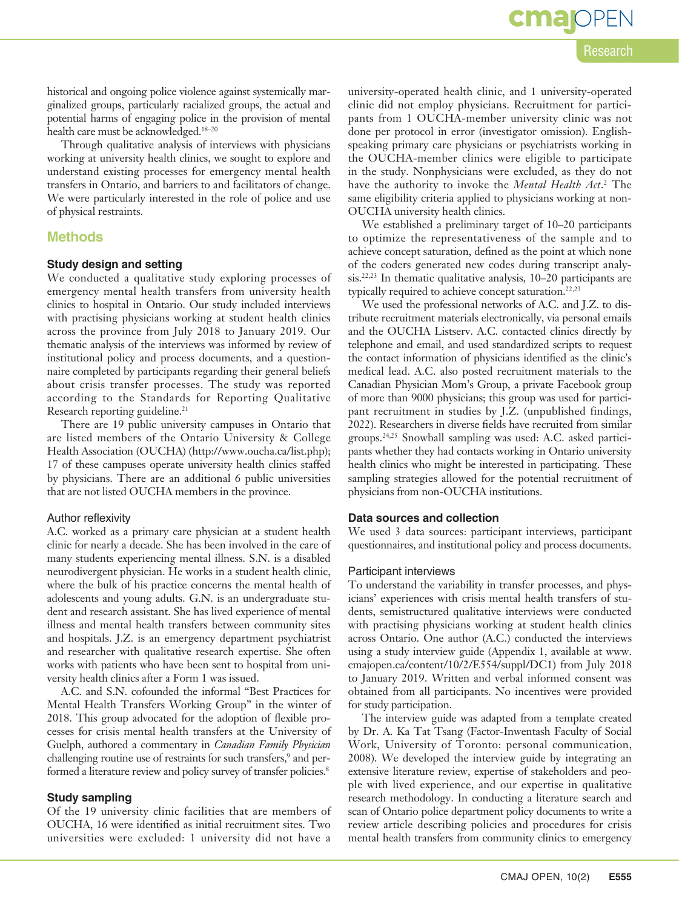historical and ongoing police violence against systemically marginalized groups, particularly racialized groups, the actual and potential harms of engaging police in the provision of mental health care must be acknowledged.[18–20]

Through qualitative analysis of interviews with physicians working at university health clinics, we sought to explore and understand existing processes for emergency mental health transfers in Ontario, and barriers to and facilitators of change. We were particularly interested in the role of police and use of physical restraints.

## Methods

### Study design and setting

We conducted a qualitative study exploring processes of emergency mental health transfers from university health clinics to hospital in Ontario. Our study included interviews with practising physicians working at student health clinics across the province from July 2018 to January 2019. Our thematic analysis of the interviews was informed by review of institutional policy and process documents, and a questionnaire completed by participants regarding their general beliefs about crisis transfer processes. The study was reported according to the Standards for Reporting Qualitative Research reporting guideline.[21]

There are 19 public university campuses in Ontario that are listed members of the Ontario University & College Health Association (OUCHA) (http://www.oucha.ca/list.php); 17 of these campuses operate university health clinics staffed by physicians. There are an additional 6 public universities that are not listed OUCHA members in the province.

#### Author reflexivity

A.C. worked as a primary care physician at a student health clinic for nearly a decade. She has been involved in the care of many students experiencing mental illness. S.N. is a disabled neurodivergent physician. He works in a student health clinic, where the bulk of his practice concerns the mental health of adolescents and young adults. G.N. is an undergraduate student and research assistant. She has lived experience of mental illness and mental health transfers between community sites and hospitals. J.Z. is an emergency department psychiatrist and researcher with qualitative research expertise. She often works with patients who have been sent to hospital from university health clinics after a Form 1 was issued.

A.C. and S.N. cofounded the informal "Best Practices for Mental Health Transfers Working Group" in the winter of 2018. This group advocated for the adoption of flexible processes for crisis mental health transfers at the University of Guelph, authored a commentary in *Canadian Family Physician* challenging routine use of restraints for such transfers,[9] and performed a literature review and policy survey of transfer policies.[8]

### Study sampling

Of the 19 university clinic facilities that are members of OUCHA, 16 were identified as initial recruitment sites. Two universities were excluded: 1 university did not have a university-operated health clinic, and 1 university-operated clinic did not employ physicians. Recruitment for participants from 1 OUCHA-member university clinic was not done per protocol in error (investigator omission). English-speaking primary care physicians or psychiatrists working in the OUCHA-member clinics were eligible to participate in the study. Nonphysicians were excluded, as they do not have the authority to invoke the *Mental Health Act*.[2] The same eligibility criteria applied to physicians working at non-OUCHA university health clinics.

We established a preliminary target of 10–20 participants to optimize the representativeness of the sample and to achieve concept saturation, defined as the point at which none of the coders generated new codes during transcript analysis.[22,23] In thematic qualitative analysis, 10–20 participants are typically required to achieve concept saturation.[22,23]

We used the professional networks of A.C. and J.Z. to distribute recruitment materials electronically, via personal emails and the OUCHA Listserv. A.C. contacted clinics directly by telephone and email, and used standardized scripts to request the contact information of physicians identified as the clinic's medical lead. A.C. also posted recruitment materials to the Canadian Physician Mom's Group, a private Facebook group of more than 9000 physicians; this group was used for participant recruitment in studies by J.Z. (unpublished findings, 2022). Researchers in diverse fields have recruited from similar groups.[24,25] Snowball sampling was used: A.C. asked participants whether they had contacts working in Ontario university health clinics who might be interested in participating. These sampling strategies allowed for the potential recruitment of physicians from non-OUCHA institutions.

### Data sources and collection

We used 3 data sources: participant interviews, participant questionnaires, and institutional policy and process documents.

#### Participant interviews

To understand the variability in transfer processes, and physicians' experiences with crisis mental health transfers of students, semistructured qualitative interviews were conducted with practising physicians working at student health clinics across Ontario. One author (A.C.) conducted the interviews using a study interview guide (Appendix 1, available at www.cmajopen.ca/content/10/2/E554/suppl/DC1) from July 2018 to January 2019. Written and verbal informed consent was obtained from all participants. No incentives were provided for study participation.

The interview guide was adapted from a template created by Dr. A. Ka Tat Tsang (Factor-Inwentash Faculty of Social Work, University of Toronto: personal communication, 2008). We developed the interview guide by integrating an extensive literature review, expertise of stakeholders and people with lived experience, and our expertise in qualitative research methodology. In conducting a literature search and scan of Ontario police department policy documents to write a review article describing policies and procedures for crisis mental health transfers from community clinics to emergency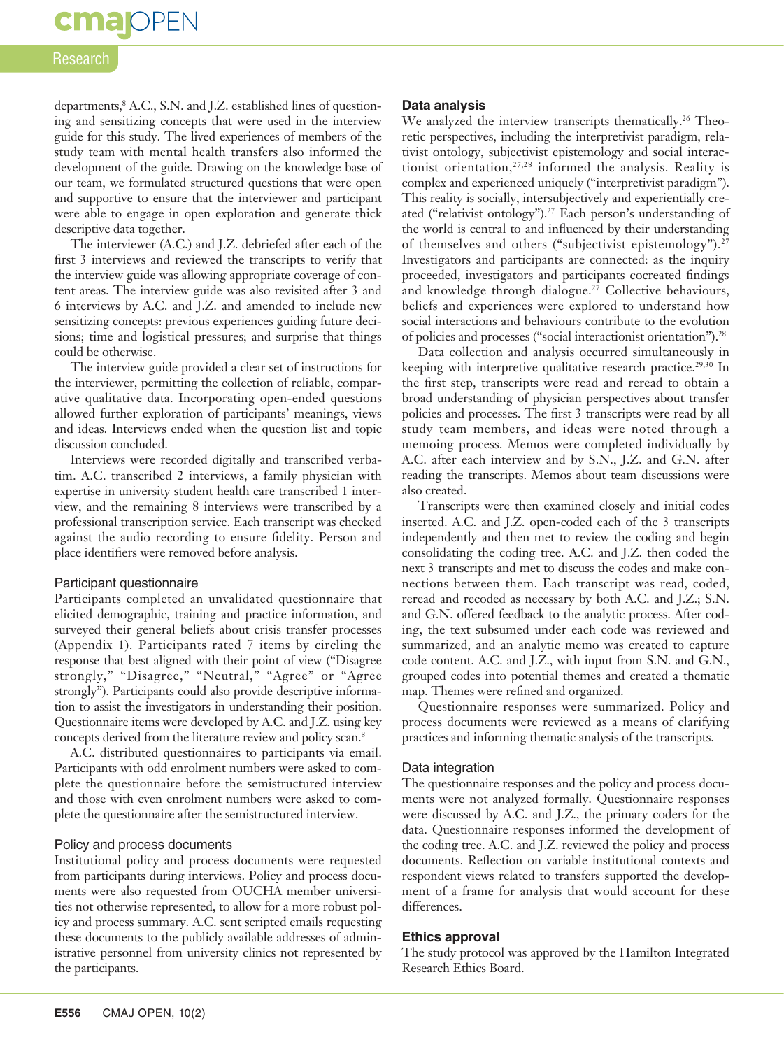departments,[8] A.C., S.N. and J.Z. established lines of questioning and sensitizing concepts that were used in the interview guide for this study. The lived experiences of members of the study team with mental health transfers also informed the development of the guide. Drawing on the knowledge base of our team, we formulated structured questions that were open and supportive to ensure that the interviewer and participant were able to engage in open exploration and generate thick descriptive data together.

The interviewer (A.C.) and J.Z. debriefed after each of the first 3 interviews and reviewed the transcripts to verify that the interview guide was allowing appropriate coverage of content areas. The interview guide was also revisited after 3 and 6 interviews by A.C. and J.Z. and amended to include new sensitizing concepts: previous experiences guiding future decisions; time and logistical pressures; and surprise that things could be otherwise.

The interview guide provided a clear set of instructions for the interviewer, permitting the collection of reliable, comparative qualitative data. Incorporating open-ended questions allowed further exploration of participants' meanings, views and ideas. Interviews ended when the question list and topic discussion concluded.

Interviews were recorded digitally and transcribed verbatim. A.C. transcribed 2 interviews, a family physician with expertise in university student health care transcribed 1 interview, and the remaining 8 interviews were transcribed by a professional transcription service. Each transcript was checked against the audio recording to ensure fidelity. Person and place identifiers were removed before analysis.

### Participant questionnaire

Participants completed an unvalidated questionnaire that elicited demographic, training and practice information, and surveyed their general beliefs about crisis transfer processes (Appendix 1). Participants rated 7 items by circling the response that best aligned with their point of view ("Disagree strongly," "Disagree," "Neutral," "Agree" or "Agree strongly"). Participants could also provide descriptive information to assist the investigators in understanding their position. Questionnaire items were developed by A.C. and J.Z. using key concepts derived from the literature review and policy scan.[8]

A.C. distributed questionnaires to participants via email. Participants with odd enrolment numbers were asked to complete the questionnaire before the semistructured interview and those with even enrolment numbers were asked to complete the questionnaire after the semistructured interview.

### Policy and process documents

Institutional policy and process documents were requested from participants during interviews. Policy and process documents were also requested from OUCHA member universities not otherwise represented, to allow for a more robust policy and process summary. A.C. sent scripted emails requesting these documents to the publicly available addresses of administrative personnel from university clinics not represented by the participants.

## Data analysis

We analyzed the interview transcripts thematically.[26] Theoretic perspectives, including the interpretivist paradigm, relativist ontology, subjectivist epistemology and social interactionist orientation,[27,28] informed the analysis. Reality is complex and experienced uniquely ("interpretivist paradigm"). This reality is socially, intersubjectively and experientially created ("relativist ontology").[27] Each person's understanding of the world is central to and influenced by their understanding of themselves and others ("subjectivist epistemology").[27] Investigators and participants are connected: as the inquiry proceeded, investigators and participants cocreated findings and knowledge through dialogue.[27] Collective behaviours, beliefs and experiences were explored to understand how social interactions and behaviours contribute to the evolution of policies and processes ("social interactionist orientation").[28]

Data collection and analysis occurred simultaneously in keeping with interpretive qualitative research practice.[29,30] In the first step, transcripts were read and reread to obtain a broad understanding of physician perspectives about transfer policies and processes. The first 3 transcripts were read by all study team members, and ideas were noted through a memoing process. Memos were completed individually by A.C. after each interview and by S.N., J.Z. and G.N. after reading the transcripts. Memos about team discussions were also created.

Transcripts were then examined closely and initial codes inserted. A.C. and J.Z. open-coded each of the 3 transcripts independently and then met to review the coding and begin consolidating the coding tree. A.C. and J.Z. then coded the next 3 transcripts and met to discuss the codes and make connections between them. Each transcript was read, coded, reread and recoded as necessary by both A.C. and J.Z.; S.N. and G.N. offered feedback to the analytic process. After coding, the text subsumed under each code was reviewed and summarized, and an analytic memo was created to capture code content. A.C. and J.Z., with input from S.N. and G.N., grouped codes into potential themes and created a thematic map. Themes were refined and organized.

Questionnaire responses were summarized. Policy and process documents were reviewed as a means of clarifying practices and informing thematic analysis of the transcripts.

### Data integration

The questionnaire responses and the policy and process documents were not analyzed formally. Questionnaire responses were discussed by A.C. and J.Z., the primary coders for the data. Questionnaire responses informed the development of the coding tree. A.C. and J.Z. reviewed the policy and process documents. Reflection on variable institutional contexts and respondent views related to transfers supported the development of a frame for analysis that would account for these differences.

## Ethics approval

The study protocol was approved by the Hamilton Integrated Research Ethics Board.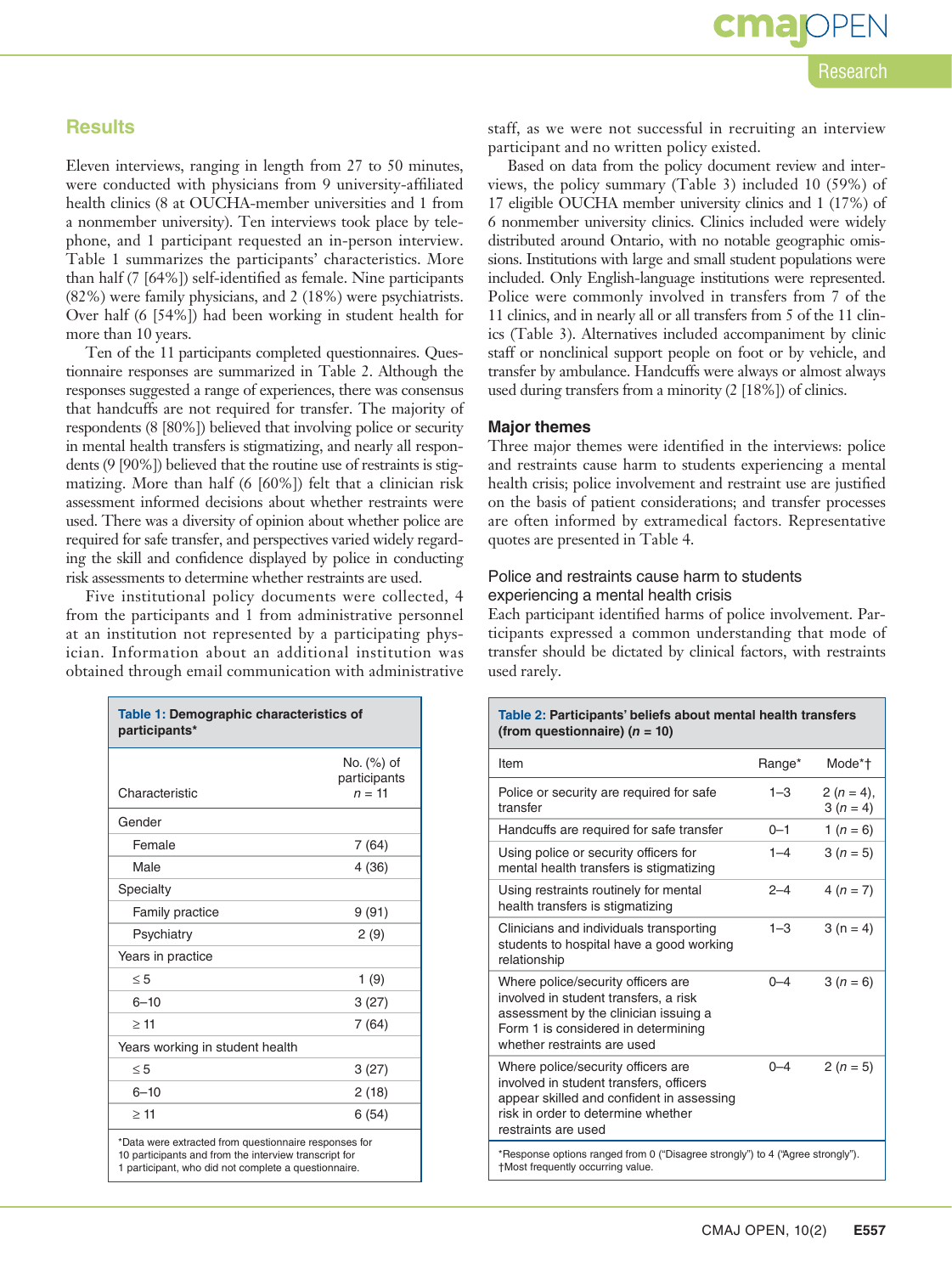## Results

Eleven interviews, ranging in length from 27 to 50 minutes, were conducted with physicians from 9 university-affiliated health clinics (8 at OUCHA-member universities and 1 from a nonmember university). Ten interviews took place by telephone, and 1 participant requested an in-person interview. Table 1 summarizes the participants' characteristics. More than half (7 [64%]) self-identified as female. Nine participants (82%) were family physicians, and 2 (18%) were psychiatrists. Over half (6 [54%]) had been working in student health for more than 10 years.

Ten of the 11 participants completed questionnaires. Questionnaire responses are summarized in Table 2. Although the responses suggested a range of experiences, there was consensus that handcuffs are not required for transfer. The majority of respondents (8 [80%]) believed that involving police or security in mental health transfers is stigmatizing, and nearly all respondents (9 [90%]) believed that the routine use of restraints is stigmatizing. More than half (6 [60%]) felt that a clinician risk assessment informed decisions about whether restraints were used. There was a diversity of opinion about whether police are required for safe transfer, and perspectives varied widely regarding the skill and confidence displayed by police in conducting risk assessments to determine whether restraints are used.

Five institutional policy documents were collected, 4 from the participants and 1 from administrative personnel at an institution not represented by a participating physician. Information about an additional institution was obtained through email communication with administrative staff, as we were not successful in recruiting an interview participant and no written policy existed.

Based on data from the policy document review and interviews, the policy summary (Table 3) included 10 (59%) of 17 eligible OUCHA member university clinics and 1 (17%) of 6 nonmember university clinics. Clinics included were widely distributed around Ontario, with no notable geographic omissions. Institutions with large and small student populations were included. Only English-language institutions were represented. Police were commonly involved in transfers from 7 of the 11 clinics, and in nearly all or all transfers from 5 of the 11 clinics (Table 3). Alternatives included accompaniment by clinic staff or nonclinical support people on foot or by vehicle, and transfer by ambulance. Handcuffs were always or almost always used during transfers from a minority (2 [18%]) of clinics.

**Table 1: Demographic characteristics of participants***

| Characteristic | No. (%) of participants $n$ = 11 |
|---|---|
| Gender | |
| Female | 7 (64) |
| Male | 4 (36) |
| Specialty | |
| Family practice | 9 (91) |
| Psychiatry | 2 (9) |
| Years in practice | |
| ≤ 5 | 1 (9) |
| 6–10 | 3 (27) |
| ≥ 11 | 7 (64) |
| Years working in student health | |
| ≤ 5 | 3 (27) |
| 6–10 | 2 (18) |
| ≥ 11 | 6 (54) |

*Data were extracted from questionnaire responses for 10 participants and from the interview transcript for 1 participant, who did not complete a questionnaire.

**Table 2: Participants' beliefs about mental health transfers (from questionnaire) ($n$ = 10)**

| Item | Range* | Mode*† |
|---|---|---|
| Police or security are required for safe transfer | 1–3 | 2 ($n$ = 4), 3 ($n$ = 4) |
| Handcuffs are required for safe transfer | 0–1 | 1 ($n$ = 6) |
| Using police or security officers for mental health transfers is stigmatizing | 1–4 | 3 ($n$ = 5) |
| Using restraints routinely for mental health transfers is stigmatizing | 2–4 | 4 ($n$ = 7) |
| Clinicians and individuals transporting students to hospital have a good working relationship | 1–3 | 3 (n = 4) |
| Where police/security officers are involved in student transfers, a risk assessment by the clinician issuing a Form 1 is considered in determining whether restraints are used | 0–4 | 3 ($n$ = 6) |
| Where police/security officers are involved in student transfers, officers appear skilled and confident in assessing risk in order to determine whether restraints are used | 0–4 | 2 ($n$ = 5) |

*Response options ranged from 0 ("Disagree strongly") to 4 ("Agree strongly").
†Most frequently occurring value.

### Major themes

Three major themes were identified in the interviews: police and restraints cause harm to students experiencing a mental health crisis; police involvement and restraint use are justified on the basis of patient considerations; and transfer processes are often informed by extramedical factors. Representative quotes are presented in Table 4.

#### Police and restraints cause harm to students experiencing a mental health crisis

Each participant identified harms of police involvement. Participants expressed a common understanding that mode of transfer should be dictated by clinical factors, with restraints used rarely.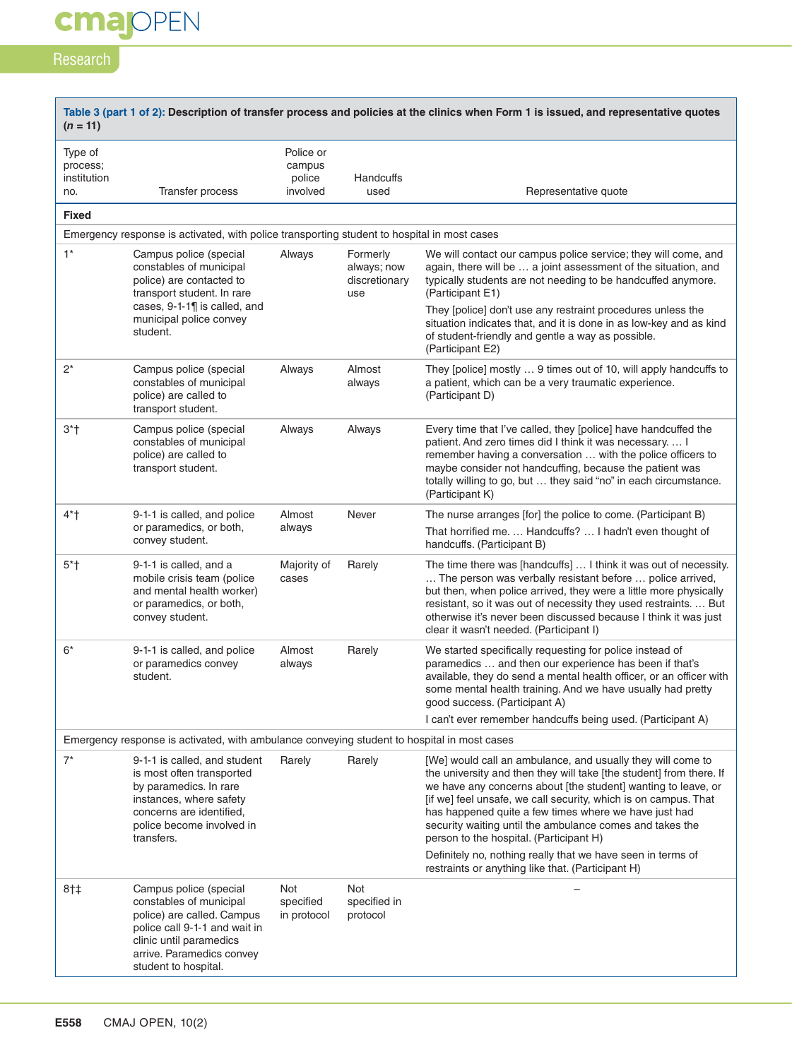**Table 3 (part 1 of 2): Description of transfer process and policies at the clinics when Form 1 is issued, and representative quotes (*n* = 11)**

| Type of process; institution no. | Transfer process | Police or campus police involved | Handcuffs used | Representative quote |
|---|---|---|---|---|
| **Fixed** | | | | |
| Emergency response is activated, with police transporting student to hospital in most cases | | | | |
| 1* | Campus police (special constables of municipal police) are contacted to transport student. In rare cases, 9-1-1¶ is called, and municipal police convey student. | Always | Formerly always; now discretionary use | We will contact our campus police service; they will come, and again, there will be … a joint assessment of the situation, and typically students are not needing to be handcuffed anymore. (Participant E1)<br><br>They [police] don't use any restraint procedures unless the situation indicates that, and it is done in as low-key and as kind of student-friendly and gentle a way as possible. (Participant E2) |
| 2* | Campus police (special constables of municipal police) are called to transport student. | Always | Almost always | They [police] mostly … 9 times out of 10, will apply handcuffs to a patient, which can be a very traumatic experience. (Participant D) |
| 3*† | Campus police (special constables of municipal police) are called to transport student. | Always | Always | Every time that I've called, they [police] have handcuffed the patient. And zero times did I think it was necessary. … I remember having a conversation … with the police officers to maybe consider not handcuffing, because the patient was totally willing to go, but … they said "no" in each circumstance. (Participant K) |
| 4*† | 9-1-1 is called, and police or paramedics, or both, convey student. | Almost always | Never | The nurse arranges [for] the police to come. (Participant B)<br><br>That horrified me. … Handcuffs? … I hadn't even thought of handcuffs. (Participant B) |
| 5*† | 9-1-1 is called, and a mobile crisis team (police and mental health worker) or paramedics, or both, convey student. | Majority of cases | Rarely | The time there was [handcuffs] … I think it was out of necessity. … The person was verbally resistant before … police arrived, but then, when police arrived, they were a little more physically resistant, so it was out of necessity they used restraints. … But otherwise it's never been discussed because I think it was just clear it wasn't needed. (Participant I) |
| 6* | 9-1-1 is called, and police or paramedics convey student. | Almost always | Rarely | We started specifically requesting for police instead of paramedics … and then our experience has been if that's available, they do send a mental health officer, or an officer with some mental health training. And we have usually had pretty good success. (Participant A)<br><br>I can't ever remember handcuffs being used. (Participant A) |
| Emergency response is activated, with ambulance conveying student to hospital in most cases | | | | |
| 7* | 9-1-1 is called, and student is most often transported by paramedics. In rare instances, where safety concerns are identified, police become involved in transfers. | Rarely | Rarely | [We] would call an ambulance, and usually they will come to the university and then they will take [the student] from there. If we have any concerns about [the student] wanting to leave, or [if we] feel unsafe, we call security, which is on campus. That has happened quite a few times where we have just had security waiting until the ambulance comes and takes the person to the hospital. (Participant H)<br><br>Definitely no, nothing really that we have seen in terms of restraints or anything like that. (Participant H) |
| 8†‡ | Campus police (special constables of municipal police) are called. Campus police call 9-1-1 and wait in clinic until paramedics arrive. Paramedics convey student to hospital. | Not specified in protocol | Not specified in protocol | – |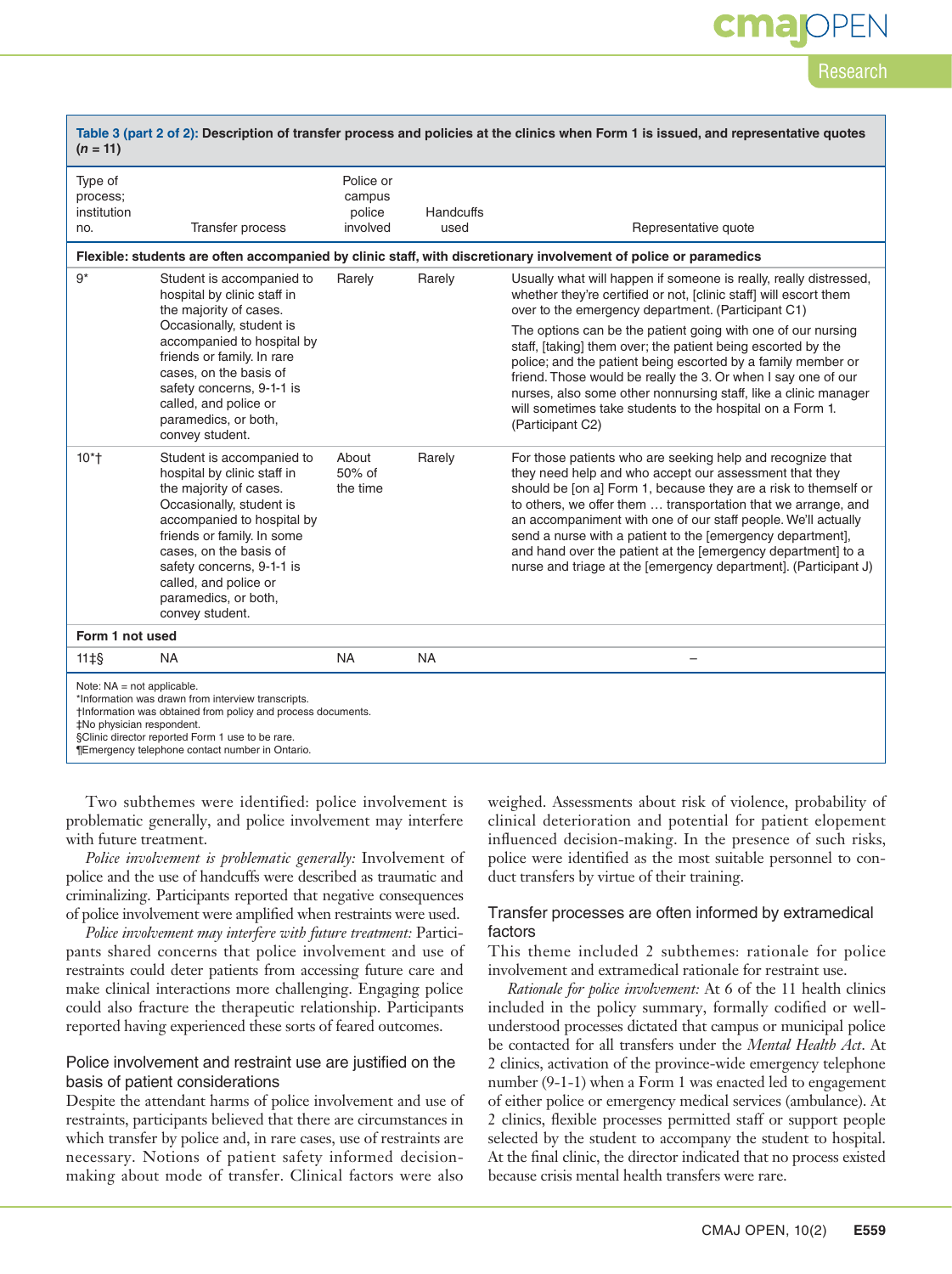**Table 3 (part 2 of 2): Description of transfer process and policies at the clinics when Form 1 is issued, and representative quotes (*n* = 11)**

| Type of process; institution no. | Transfer process | Police or campus police involved | Handcuffs used | Representative quote |
|---|---|---|---|---|
| **Flexible: students are often accompanied by clinic staff, with discretionary involvement of police or paramedics** | | | | |
| 9* | Student is accompanied to hospital by clinic staff in the majority of cases. Occasionally, student is accompanied to hospital by friends or family. In rare cases, on the basis of safety concerns, 9-1-1 is called, and police or paramedics, or both, convey student. | Rarely | Rarely | Usually what will happen if someone is really, really distressed, whether they're certified or not, [clinic staff] will escort them over to the emergency department. (Participant C1) The options can be the patient going with one of our nursing staff, [taking] them over; the patient being escorted by the police; and the patient being escorted by a family member or friend. Those would be really the 3. Or when I say one of our nurses, also some other nonnursing staff, like a clinic manager will sometimes take students to the hospital on a Form 1. (Participant C2) |
| 10*† | Student is accompanied to hospital by clinic staff in the majority of cases. Occasionally, student is accompanied to hospital by friends or family. In some cases, on the basis of safety concerns, 9-1-1 is called, and police or paramedics, or both, convey student. | About 50% of the time | Rarely | For those patients who are seeking help and recognize that they need help and who accept our assessment that they should be [on a] Form 1, because they are a risk to themself or to others, we offer them … transportation that we arrange, and an accompaniment with one of our staff people. We'll actually send a nurse with a patient to the [emergency department], and hand over the patient at the [emergency department] to a nurse and triage at the [emergency department]. (Participant J) |
| **Form 1 not used** | | | | |
| 11‡§ | NA | NA | NA | – |

Note: NA = not applicable.
*Information was drawn from interview transcripts.
†Information was obtained from policy and process documents.
‡No physician respondent.
§Clinic director reported Form 1 use to be rare.
¶Emergency telephone contact number in Ontario.

Two subthemes were identified: police involvement is problematic generally, and police involvement may interfere with future treatment.

*Police involvement is problematic generally:* Involvement of police and the use of handcuffs were described as traumatic and criminalizing. Participants reported that negative consequences of police involvement were amplified when restraints were used.

*Police involvement may interfere with future treatment:* Participants shared concerns that police involvement and use of restraints could deter patients from accessing future care and make clinical interactions more challenging. Engaging police could also fracture the therapeutic relationship. Participants reported having experienced these sorts of feared outcomes.

### Police involvement and restraint use are justified on the basis of patient considerations

Despite the attendant harms of police involvement and use of restraints, participants believed that there are circumstances in which transfer by police and, in rare cases, use of restraints are necessary. Notions of patient safety informed decision-making about mode of transfer. Clinical factors were also weighed. Assessments about risk of violence, probability of clinical deterioration and potential for patient elopement influenced decision-making. In the presence of such risks, police were identified as the most suitable personnel to conduct transfers by virtue of their training.

### Transfer processes are often informed by extramedical factors

This theme included 2 subthemes: rationale for police involvement and extramedical rationale for restraint use.

*Rationale for police involvement:* At 6 of the 11 health clinics included in the policy summary, formally codified or well-understood processes dictated that campus or municipal police be contacted for all transfers under the *Mental Health Act*. At 2 clinics, activation of the province-wide emergency telephone number (9-1-1) when a Form 1 was enacted led to engagement of either police or emergency medical services (ambulance). At 2 clinics, flexible processes permitted staff or support people selected by the student to accompany the student to hospital. At the final clinic, the director indicated that no process existed because crisis mental health transfers were rare.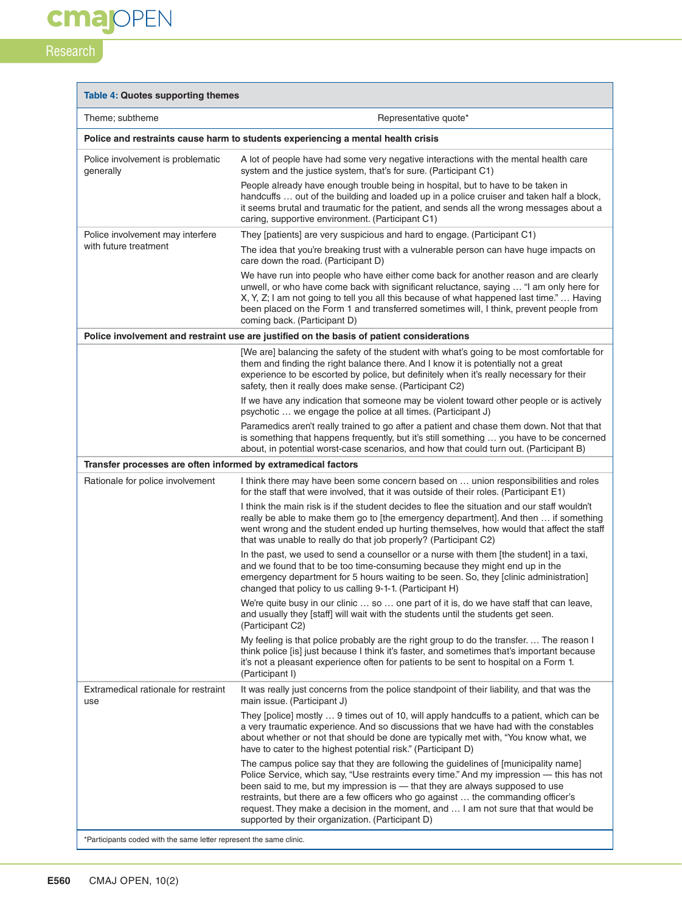**Table 4: Quotes supporting themes**

| Theme; subtheme | Representative quote* |
|---|---|
| **Police and restraints cause harm to students experiencing a mental health crisis** | |
| Police involvement is problematic generally | A lot of people have had some very negative interactions with the mental health care system and the justice system, that's for sure. (Participant C1) |
| | People already have enough trouble being in hospital, but to have to be taken in handcuffs … out of the building and loaded up in a police cruiser and taken half a block, it seems brutal and traumatic for the patient, and sends all the wrong messages about a caring, supportive environment. (Participant C1) |
| Police involvement may interfere with future treatment | They [patients] are very suspicious and hard to engage. (Participant C1) |
| | The idea that you're breaking trust with a vulnerable person can have huge impacts on care down the road. (Participant D) |
| | We have run into people who have either come back for another reason and are clearly unwell, or who have come back with significant reluctance, saying … "I am only here for X, Y, Z; I am not going to tell you all this because of what happened last time." … Having been placed on the Form 1 and transferred sometimes will, I think, prevent people from coming back. (Participant D) |
| **Police involvement and restraint use are justified on the basis of patient considerations** | |
| | [We are] balancing the safety of the student with what's going to be most comfortable for them and finding the right balance there. And I know it is potentially not a great experience to be escorted by police, but definitely when it's really necessary for their safety, then it really does make sense. (Participant C2) |
| | If we have any indication that someone may be violent toward other people or is actively psychotic … we engage the police at all times. (Participant J) |
| | Paramedics aren't really trained to go after a patient and chase them down. Not that that is something that happens frequently, but it's still something … you have to be concerned about, in potential worst-case scenarios, and how that could turn out. (Participant B) |
| **Transfer processes are often informed by extramedical factors** | |
| Rationale for police involvement | I think there may have been some concern based on … union responsibilities and roles for the staff that were involved, that it was outside of their roles. (Participant E1) |
| | I think the main risk is if the student decides to flee the situation and our staff wouldn't really be able to make them go to [the emergency department]. And then … if something went wrong and the student ended up hurting themselves, how would that affect the staff that was unable to really do that job properly? (Participant C2) |
| | In the past, we used to send a counsellor or a nurse with them [the student] in a taxi, and we found that to be too time-consuming because they might end up in the emergency department for 5 hours waiting to be seen. So, they [clinic administration] changed that policy to us calling 9-1-1. (Participant H) |
| | We're quite busy in our clinic … so … one part of it is, do we have staff that can leave, and usually they [staff] will wait with the students until the students get seen. (Participant C2) |
| | My feeling is that police probably are the right group to do the transfer. … The reason I think police [is] just because I think it's faster, and sometimes that's important because it's not a pleasant experience often for patients to be sent to hospital on a Form 1. (Participant I) |
| Extramedical rationale for restraint use | It was really just concerns from the police standpoint of their liability, and that was the main issue. (Participant J) |
| | They [police] mostly … 9 times out of 10, will apply handcuffs to a patient, which can be a very traumatic experience. And so discussions that we have had with the constables about whether or not that should be done are typically met with, "You know what, we have to cater to the highest potential risk." (Participant D) |
| | The campus police say that they are following the guidelines of [municipality name] Police Service, which say, "Use restraints every time." And my impression — this has not been said to me, but my impression is — that they are always supposed to use restraints, but there are a few officers who go against … the commanding officer's request. They make a decision in the moment, and … I am not sure that that would be supported by their organization. (Participant D) |

*Participants coded with the same letter represent the same clinic.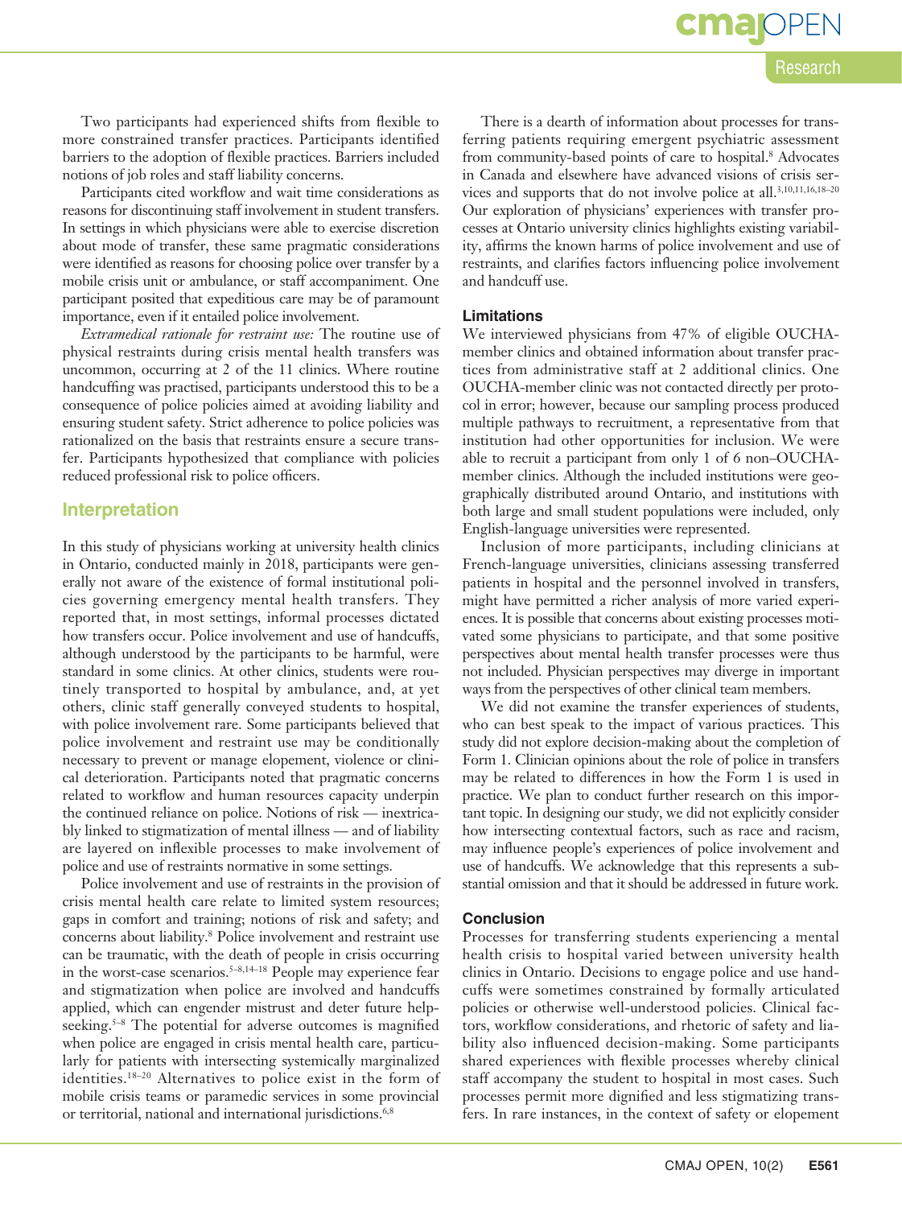Two participants had experienced shifts from flexible to more constrained transfer practices. Participants identified barriers to the adoption of flexible practices. Barriers included notions of job roles and staff liability concerns.

Participants cited workflow and wait time considerations as reasons for discontinuing staff involvement in student transfers. In settings in which physicians were able to exercise discretion about mode of transfer, these same pragmatic considerations were identified as reasons for choosing police over transfer by a mobile crisis unit or ambulance, or staff accompaniment. One participant posited that expeditious care may be of paramount importance, even if it entailed police involvement.

*Extramedical rationale for restraint use:* The routine use of physical restraints during crisis mental health transfers was uncommon, occurring at 2 of the 11 clinics. Where routine handcuffing was practised, participants understood this to be a consequence of police policies aimed at avoiding liability and ensuring student safety. Strict adherence to police policies was rationalized on the basis that restraints ensure a secure transfer. Participants hypothesized that compliance with policies reduced professional risk to police officers.

## Interpretation

In this study of physicians working at university health clinics in Ontario, conducted mainly in 2018, participants were generally not aware of the existence of formal institutional policies governing emergency mental health transfers. They reported that, in most settings, informal processes dictated how transfers occur. Police involvement and use of handcuffs, although understood by the participants to be harmful, were standard in some clinics. At other clinics, students were routinely transported to hospital by ambulance, and, at yet others, clinic staff generally conveyed students to hospital, with police involvement rare. Some participants believed that police involvement and restraint use may be conditionally necessary to prevent or manage elopement, violence or clinical deterioration. Participants noted that pragmatic concerns related to workflow and human resources capacity underpin the continued reliance on police. Notions of risk — inextricably linked to stigmatization of mental illness — and of liability are layered on inflexible processes to make involvement of police and use of restraints normative in some settings.

Police involvement and use of restraints in the provision of crisis mental health care relate to limited system resources; gaps in comfort and training; notions of risk and safety; and concerns about liability.[8] Police involvement and restraint use can be traumatic, with the death of people in crisis occurring in the worst-case scenarios.[5–8,14–18] People may experience fear and stigmatization when police are involved and handcuffs applied, which can engender mistrust and deter future help-seeking.[5–8] The potential for adverse outcomes is magnified when police are engaged in crisis mental health care, particularly for patients with intersecting systemically marginalized identities.[18–20] Alternatives to police exist in the form of mobile crisis teams or paramedic services in some provincial or territorial, national and international jurisdictions.[6,8]

There is a dearth of information about processes for transferring patients requiring emergent psychiatric assessment from community-based points of care to hospital.[8] Advocates in Canada and elsewhere have advanced visions of crisis services and supports that do not involve police at all.[3,10,11,16,18–20] Our exploration of physicians' experiences with transfer processes at Ontario university clinics highlights existing variability, affirms the known harms of police involvement and use of restraints, and clarifies factors influencing police involvement and handcuff use.

### Limitations

We interviewed physicians from 47% of eligible OUCHA-member clinics and obtained information about transfer practices from administrative staff at 2 additional clinics. One OUCHA-member clinic was not contacted directly per protocol in error; however, because our sampling process produced multiple pathways to recruitment, a representative from that institution had other opportunities for inclusion. We were able to recruit a participant from only 1 of 6 non–OUCHA-member clinics. Although the included institutions were geographically distributed around Ontario, and institutions with both large and small student populations were included, only English-language universities were represented.

Inclusion of more participants, including clinicians at French-language universities, clinicians assessing transferred patients in hospital and the personnel involved in transfers, might have permitted a richer analysis of more varied experiences. It is possible that concerns about existing processes motivated some physicians to participate, and that some positive perspectives about mental health transfer processes were thus not included. Physician perspectives may diverge in important ways from the perspectives of other clinical team members.

We did not examine the transfer experiences of students, who can best speak to the impact of various practices. This study did not explore decision-making about the completion of Form 1. Clinician opinions about the role of police in transfers may be related to differences in how the Form 1 is used in practice. We plan to conduct further research on this important topic. In designing our study, we did not explicitly consider how intersecting contextual factors, such as race and racism, may influence people's experiences of police involvement and use of handcuffs. We acknowledge that this represents a substantial omission and that it should be addressed in future work.

### Conclusion

Processes for transferring students experiencing a mental health crisis to hospital varied between university health clinics in Ontario. Decisions to engage police and use handcuffs were sometimes constrained by formally articulated policies or otherwise well-understood policies. Clinical factors, workflow considerations, and rhetoric of safety and liability also influenced decision-making. Some participants shared experiences with flexible processes whereby clinical staff accompany the student to hospital in most cases. Such processes permit more dignified and less stigmatizing transfers. In rare instances, in the context of safety or elopement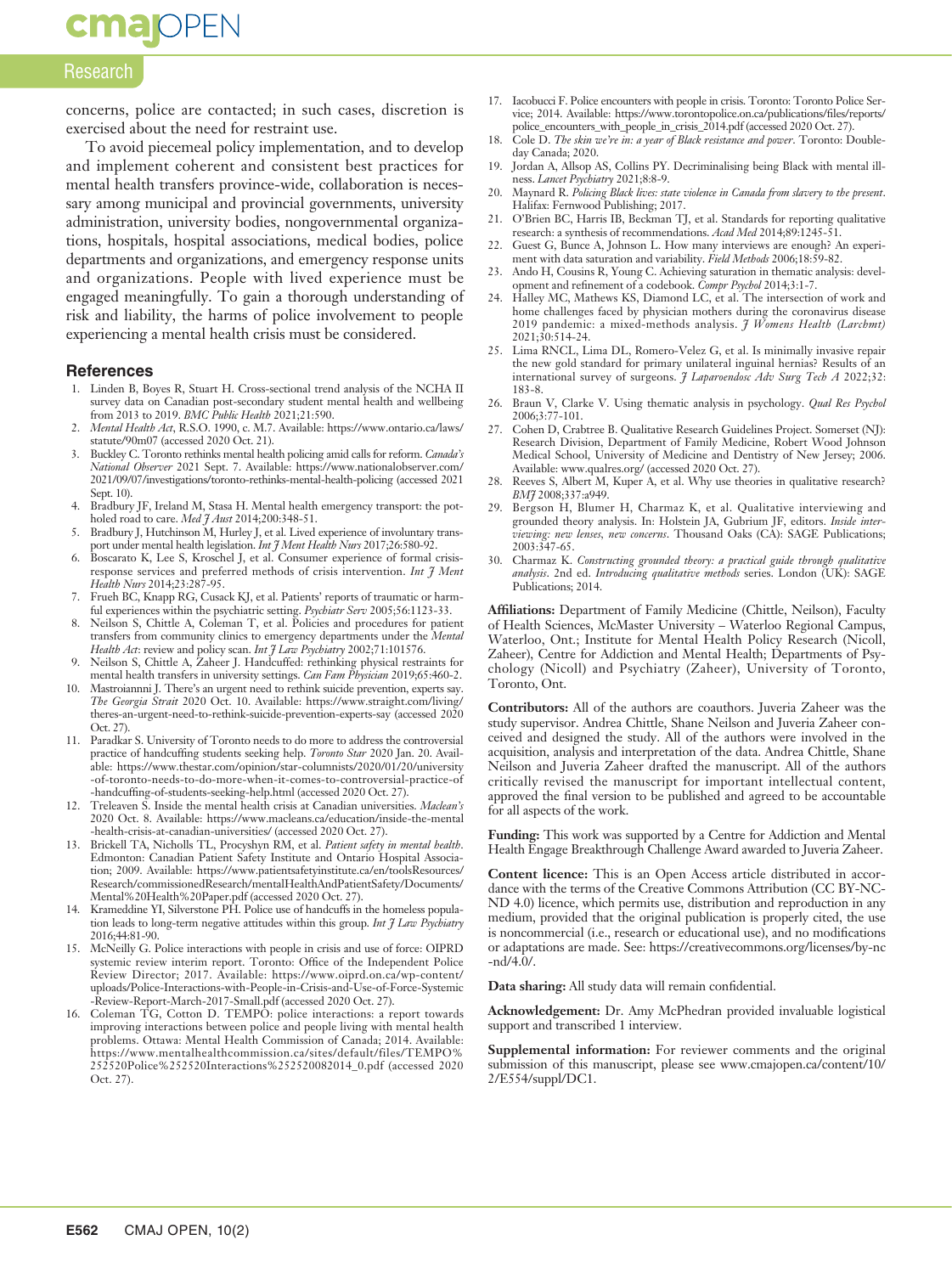concerns, police are contacted; in such cases, discretion is exercised about the need for restraint use.

To avoid piecemeal policy implementation, and to develop and implement coherent and consistent best practices for mental health transfers province-wide, collaboration is necessary among municipal and provincial governments, university administration, university bodies, nongovernmental organizations, hospitals, hospital associations, medical bodies, police departments and organizations, and emergency response units and organizations. People with lived experience must be engaged meaningfully. To gain a thorough understanding of risk and liability, the harms of police involvement to people experiencing a mental health crisis must be considered.

## References

1. Linden B, Boyes R, Stuart H. Cross-sectional trend analysis of the NCHA II survey data on Canadian post-secondary student mental health and wellbeing from 2013 to 2019. *BMC Public Health* 2021;21:590.
2. *Mental Health Act*, R.S.O. 1990, c. M.7. Available: https://www.ontario.ca/laws/statute/90m07 (accessed 2020 Oct. 21).
3. Buckley C. Toronto rethinks mental health policing amid calls for reform. *Canada's National Observer* 2021 Sept. 7. Available: https://www.nationalobserver.com/2021/09/07/investigations/toronto-rethinks-mental-health-policing (accessed 2021 Sept. 10).
4. Bradbury JF, Ireland M, Stasa H. Mental health emergency transport: the pot-holed road to care. *Med J Aust* 2014;200:348-51.
5. Bradbury J, Hutchinson M, Hurley J, et al. Lived experience of involuntary transport under mental health legislation. *Int J Ment Health Nurs* 2017;26:580-92.
6. Boscarato K, Lee S, Kroschel J, et al. Consumer experience of formal crisis-response services and preferred methods of crisis intervention. *Int J Ment Health Nurs* 2014;23:287-95.
7. Frueh BC, Knapp RG, Cusack KJ, et al. Patients' reports of traumatic or harmful experiences within the psychiatric setting. *Psychiatr Serv* 2005;56:1123-33.
8. Neilson S, Chittle A, Coleman T, et al. Policies and procedures for patient transfers from community clinics to emergency departments under the *Mental Health Act*: review and policy scan. *Int J Law Psychiatry* 2002;71:101576.
9. Neilson S, Chittle A, Zaheer J. Handcuffed: rethinking physical restraints for mental health transfers in university settings. *Can Fam Physician* 2019;65:460-2.
10. Mastroiannni J. There's an urgent need to rethink suicide prevention, experts say. *The Georgia Strait* 2020 Oct. 10. Available: https://www.straight.com/living/theres-an-urgent-need-to-rethink-suicide-prevention-experts-say (accessed 2020 Oct. 27).
11. Paradkar S. University of Toronto needs to do more to address the controversial practice of handcuffing students seeking help. *Toronto Star* 2020 Jan. 20. Available: https://www.thestar.com/opinion/star-columnists/2020/01/20/university-of-toronto-needs-to-do-more-when-it-comes-to-controversial-practice-of-handcuffing-of-students-seeking-help.html (accessed 2020 Oct. 27).
12. Treleaven S. Inside the mental health crisis at Canadian universities. *Maclean's* 2020 Oct. 8. Available: https://www.macleans.ca/education/inside-the-mental-health-crisis-at-canadian-universities/ (accessed 2020 Oct. 27).
13. Brickell TA, Nicholls TL, Procyshyn RM, et al. *Patient safety in mental health*. Edmonton: Canadian Patient Safety Institute and Ontario Hospital Association; 2009. Available: https://www.patientsafetyinstitute.ca/en/toolsResources/Research/commissionedResearch/mentalHealthAndPatientSafety/Documents/Mental%20Health%20Paper.pdf (accessed 2020 Oct. 27).
14. Krameddine YI, Silverstone PH. Police use of handcuffs in the homeless population leads to long-term negative attitudes within this group. *Int J Law Psychiatry* 2016;44:81-90.
15. McNeilly G. Police interactions with people in crisis and use of force: OIPRD systemic review interim report. Toronto: Office of the Independent Police Review Director; 2017. Available: https://www.oiprd.on.ca/wp-content/uploads/Police-Interactions-with-People-in-Crisis-and-Use-of-Force-Systemic-Review-Report-March-2017-Small.pdf (accessed 2020 Oct. 27).
16. Coleman TG, Cotton D. TEMPO: police interactions: a report towards improving interactions between police and people living with mental health problems. Ottawa: Mental Health Commission of Canada; 2014. Available: https://www.mentalhealthcommission.ca/sites/default/files/TEMPO%252520Police%252520Interactions%25252520082014_0.pdf (accessed 2020 Oct. 27).
17. Iacobucci F. Police encounters with people in crisis. Toronto: Toronto Police Service; 2014. Available: https://www.torontopolice.on.ca/publications/files/reports/police_encounters_with_people_in_crisis_2014.pdf (accessed 2020 Oct. 27).
18. Cole D. *The skin we're in: a year of Black resistance and power*. Toronto: Doubleday Canada; 2020.
19. Jordan A, Allsop AS, Collins PY. Decriminalising being Black with mental illness. *Lancet Psychiatry* 2021;8:8-9.
20. Maynard R. *Policing Black lives: state violence in Canada from slavery to the present*. Halifax: Fernwood Publishing; 2017.
21. O'Brien BC, Harris IB, Beckman TJ, et al. Standards for reporting qualitative research: a synthesis of recommendations. *Acad Med* 2014;89:1245-51.
22. Guest G, Bunce A, Johnson L. How many interviews are enough? An experiment with data saturation and variability. *Field Methods* 2006;18:59-82.
23. Ando H, Cousins R, Young C. Achieving saturation in thematic analysis: development and refinement of a codebook. *Compr Psychol* 2014;3:1-7.
24. Halley MC, Mathews KS, Diamond LC, et al. The intersection of work and home challenges faced by physician mothers during the coronavirus disease 2019 pandemic: a mixed-methods analysis. *J Womens Health (Larchmt)* 2021;30:514-24.
25. Lima RNCL, Lima DL, Romero-Velez G, et al. Is minimally invasive repair the new gold standard for primary unilateral inguinal hernias? Results of an international survey of surgeons. *J Laparoendosc Adv Surg Tech A* 2022;32:183-8.
26. Braun V, Clarke V. Using thematic analysis in psychology. *Qual Res Psychol* 2006;3:77-101.
27. Cohen D, Crabtree B. Qualitative Research Guidelines Project. Somerset (NJ): Research Division, Department of Family Medicine, Robert Wood Johnson Medical School, University of Medicine and Dentistry of New Jersey; 2006. Available: www.qualres.org/ (accessed 2020 Oct. 27).
28. Reeves S, Albert M, Kuper A, et al. Why use theories in qualitative research? *BMJ* 2008;337:a949.
29. Bergson H, Blumer H, Charmaz K, et al. Qualitative interviewing and grounded theory analysis. In: Holstein JA, Gubrium JF, editors. *Inside interviewing: new lenses, new concerns*. Thousand Oaks (CA): SAGE Publications; 2003:347-65.
30. Charmaz K. *Constructing grounded theory: a practical guide through qualitative analysis*. 2nd ed. *Introducing qualitative methods* series. London (UK): SAGE Publications; 2014.

**Affiliations:** Department of Family Medicine (Chittle, Neilson), Faculty of Health Sciences, McMaster University – Waterloo Regional Campus, Waterloo, Ont.; Institute for Mental Health Policy Research (Nicoll, Zaheer), Centre for Addiction and Mental Health; Departments of Psychology (Nicoll) and Psychiatry (Zaheer), University of Toronto, Toronto, Ont.

**Contributors:** All of the authors are coauthors. Juveria Zaheer was the study supervisor. Andrea Chittle, Shane Neilson and Juveria Zaheer conceived and designed the study. All of the authors were involved in the acquisition, analysis and interpretation of the data. Andrea Chittle, Shane Neilson and Juveria Zaheer drafted the manuscript. All of the authors critically revised the manuscript for important intellectual content, approved the final version to be published and agreed to be accountable for all aspects of the work.

**Funding:** This work was supported by a Centre for Addiction and Mental Health Engage Breakthrough Challenge Award awarded to Juveria Zaheer.

**Content licence:** This is an Open Access article distributed in accordance with the terms of the Creative Commons Attribution (CC BY-NC-ND 4.0) licence, which permits use, distribution and reproduction in any medium, provided that the original publication is properly cited, the use is noncommercial (i.e., research or educational use), and no modifications or adaptations are made. See: https://creativecommons.org/licenses/by-nc-nd/4.0/.

**Data sharing:** All study data will remain confidential.

**Acknowledgement:** Dr. Amy McPhedran provided invaluable logistical support and transcribed 1 interview.

**Supplemental information:** For reviewer comments and the original submission of this manuscript, please see www.cmajopen.ca/content/10/2/E554/suppl/DC1.